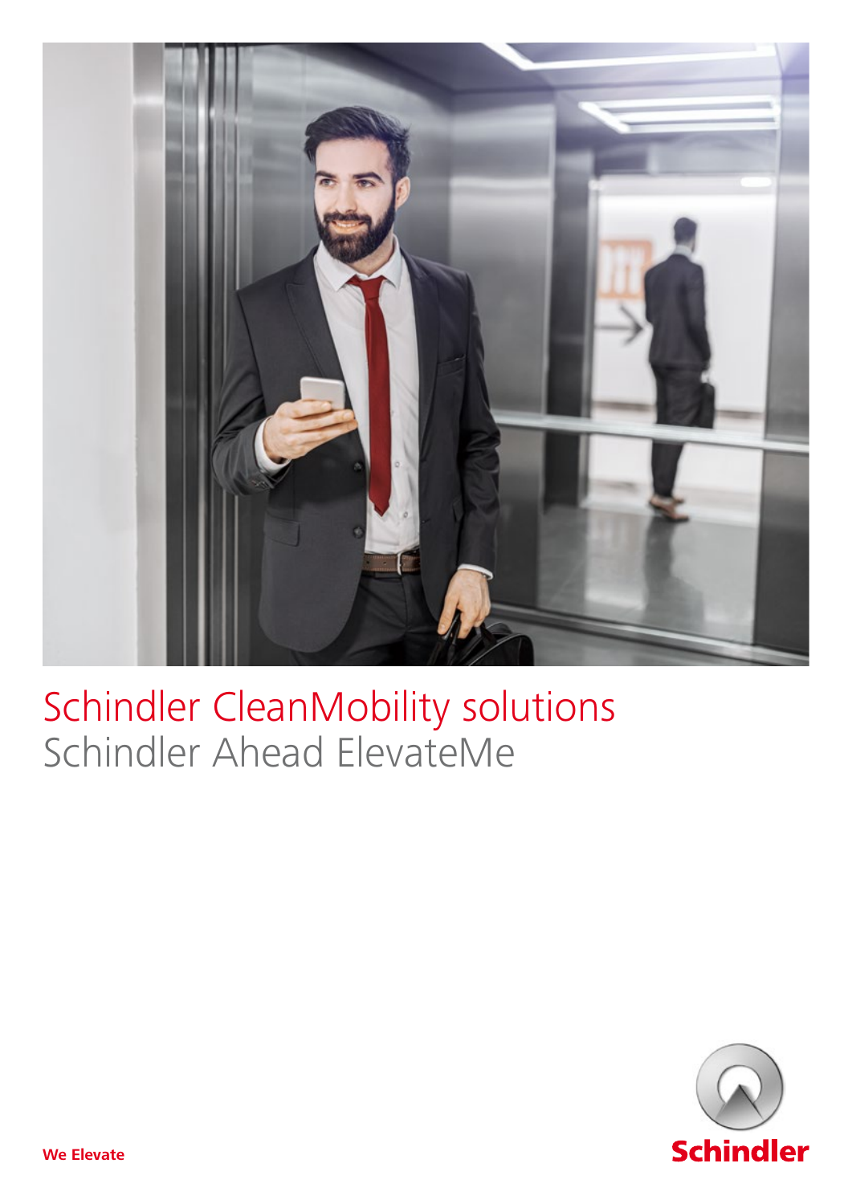# Schindler CleanMobility solutions

## Schindler Ahead ElevateMe

**We Elevate**

Schindler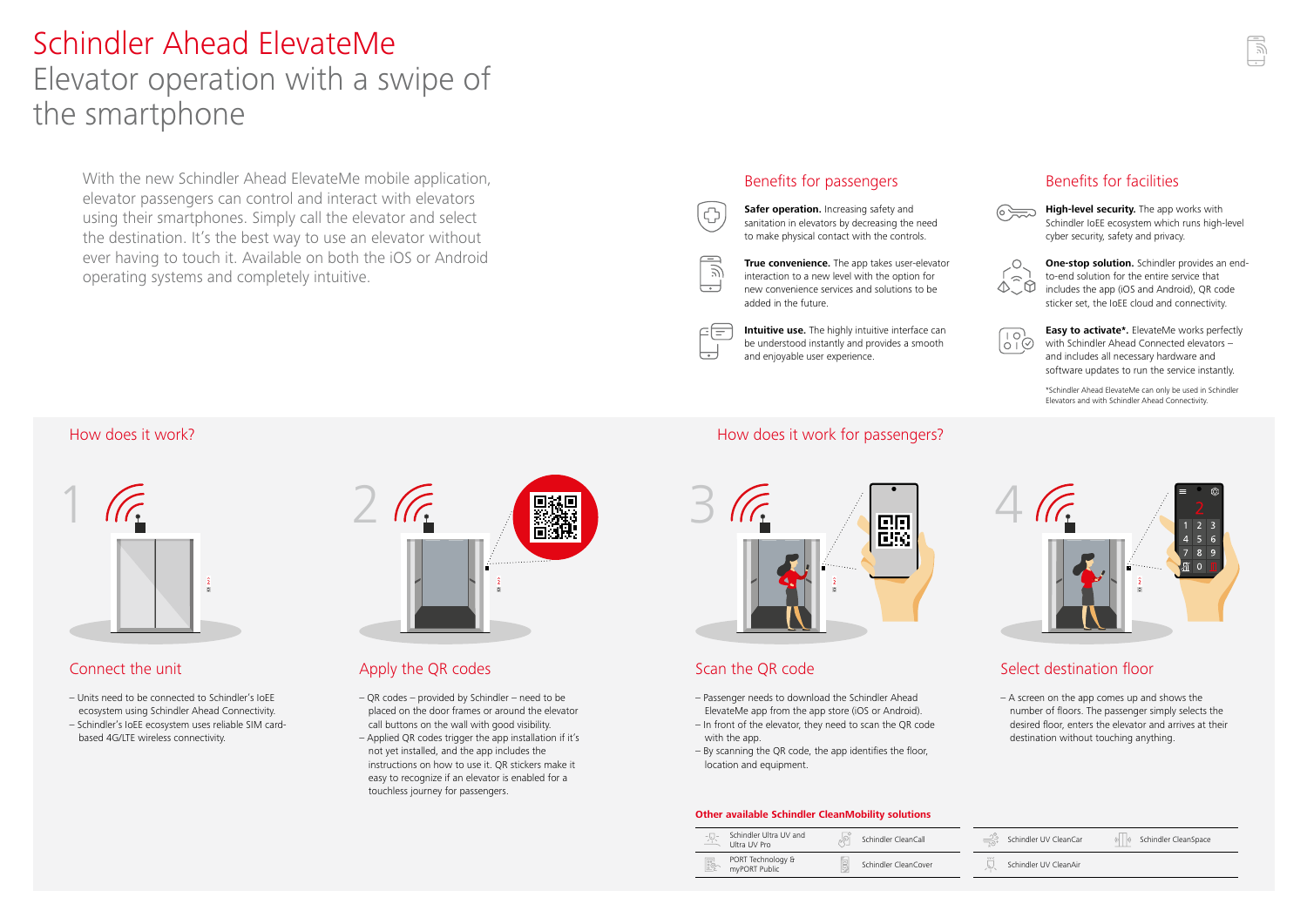# Schindler Ahead ElevateMe
## Elevator operation with a swipe of the smartphone

With the new Schindler Ahead ElevateMe mobile application, elevator passengers can control and interact with elevators using their smartphones. Simply call the elevator and select the destination. It's the best way to use an elevator without ever having to touch it. Available on both the iOS or Android operating systems and completely intuitive.

### Benefits for passengers

**Safer operation.** Increasing safety and sanitation in elevators by decreasing the need to make physical contact with the controls.

**True convenience.** The app takes user-elevator interaction to a new level with the option for new convenience services and solutions to be added in the future.

**Intuitive use.** The highly intuitive interface can be understood instantly and provides a smooth and enjoyable user experience.

### Benefits for facilities

**High-level security.** The app works with Schindler IoEE ecosystem which runs high-level cyber security, safety and privacy.

**One-stop solution.** Schindler provides an end-to-end solution for the entire service that includes the app (iOS and Android), QR code sticker set, the IoEE cloud and connectivity.

**Easy to activate\*.** ElevateMe works perfectly with Schindler Ahead Connected elevators – and includes all necessary hardware and software updates to run the service instantly.

\*Schindler Ahead ElevateMe can only be used in Schindler Elevators and with Schindler Ahead Connectivity.

### How does it work?

#### 1 Connect the unit

- Units need to be connected to Schindler's IoEE ecosystem using Schindler Ahead Connectivity.
- Schindler's IoEE ecosystem uses reliable SIM card-based 4G/LTE wireless connectivity.

#### 2 Apply the QR codes

- QR codes – provided by Schindler – need to be placed on the door frames or around the elevator call buttons on the wall with good visibility.
- Applied QR codes trigger the app installation if it's not yet installed, and the app includes the instructions on how to use it. QR stickers make it easy to recognize if an elevator is enabled for a touchless journey for passengers.

### How does it work for passengers?

#### 3 Scan the QR code

- Passenger needs to download the Schindler Ahead ElevateMe app from the app store (iOS or Android).
- In front of the elevator, they need to scan the QR code with the app.
- By scanning the QR code, the app identifies the floor, location and equipment.

#### 4 Select destination floor

- A screen on the app comes up and shows the number of floors. The passenger simply selects the desired floor, enters the elevator and arrives at their destination without touching anything.

**Other available Schindler CleanMobility solutions**

- Schindler Ultra UV and Ultra UV Pro
- Schindler CleanCall
- PORT Technology & myPORT Public
- Schindler CleanCover
- Schindler UV CleanCar
- Schindler CleanSpace
- Schindler UV CleanAir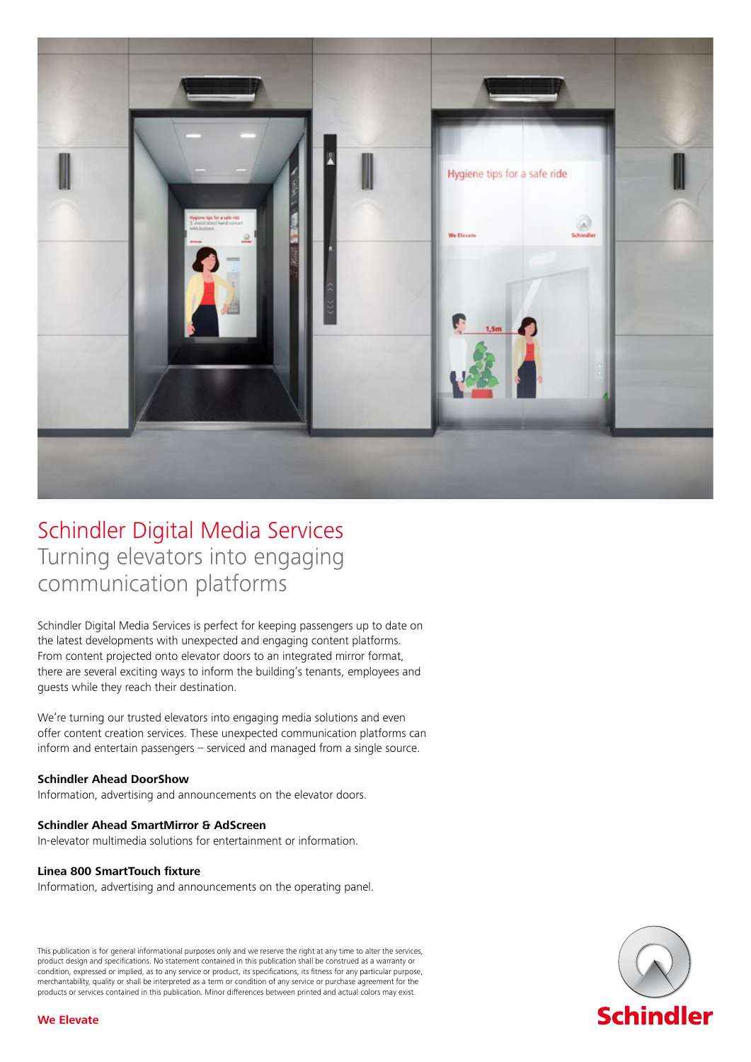# Schindler Digital Media Services

## Turning elevators into engaging communication platforms

Schindler Digital Media Services is perfect for keeping passengers up to date on the latest developments with unexpected and engaging content platforms. From content projected onto elevator doors to an integrated mirror format, there are several exciting ways to inform the building's tenants, employees and guests while they reach their destination.

We're turning our trusted elevators into engaging media solutions and even offer content creation services. These unexpected communication platforms can inform and entertain passengers – serviced and managed from a single source.

**Schindler Ahead DoorShow**
Information, advertising and announcements on the elevator doors.

**Schindler Ahead SmartMirror & AdScreen**
In-elevator multimedia solutions for entertainment or information.

**Linea 800 SmartTouch fixture**
Information, advertising and announcements on the operating panel.

This publication is for general informational purposes only and we reserve the right at any time to alter the services, product design and specifications. No statement contained in this publication shall be construed as a warranty or condition, expressed or implied, as to any service or product, its specifications, its fitness for any particular purpose, merchantability, quality or shall be interpreted as a term or condition of any service or purchase agreement for the products or services contained in this publication. Minor differences between printed and actual colors may exist.

**We Elevate**

Schindler